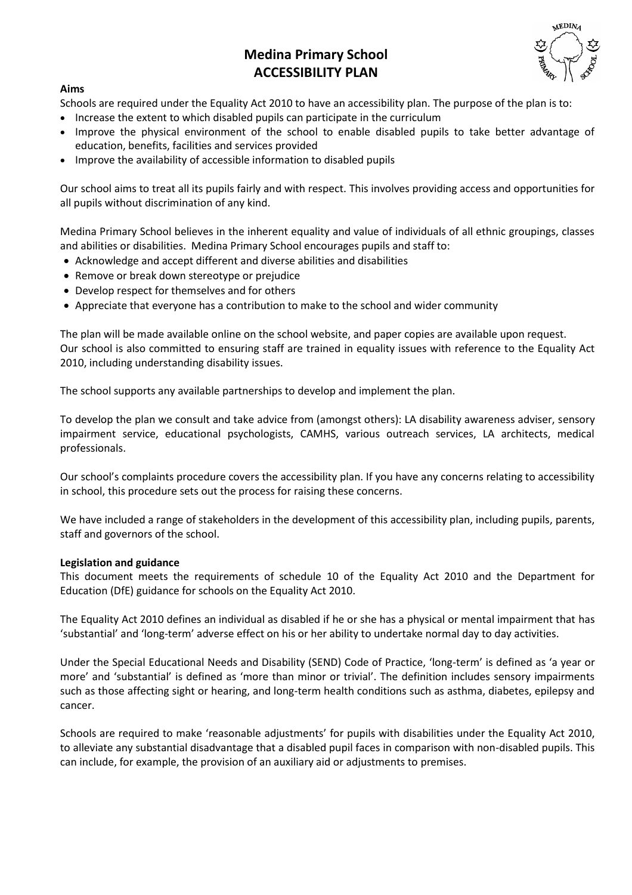# Medina Primary School
## ACCESSIBILITY PLAN

**Aims**

Schools are required under the Equality Act 2010 to have an accessibility plan. The purpose of the plan is to:

- Increase the extent to which disabled pupils can participate in the curriculum
- Improve the physical environment of the school to enable disabled pupils to take better advantage of education, benefits, facilities and services provided
- Improve the availability of accessible information to disabled pupils

Our school aims to treat all its pupils fairly and with respect. This involves providing access and opportunities for all pupils without discrimination of any kind.

Medina Primary School believes in the inherent equality and value of individuals of all ethnic groupings, classes and abilities or disabilities. Medina Primary School encourages pupils and staff to:

- Acknowledge and accept different and diverse abilities and disabilities
- Remove or break down stereotype or prejudice
- Develop respect for themselves and for others
- Appreciate that everyone has a contribution to make to the school and wider community

The plan will be made available online on the school website, and paper copies are available upon request.
Our school is also committed to ensuring staff are trained in equality issues with reference to the Equality Act 2010, including understanding disability issues.

The school supports any available partnerships to develop and implement the plan.

To develop the plan we consult and take advice from (amongst others): LA disability awareness adviser, sensory impairment service, educational psychologists, CAMHS, various outreach services, LA architects, medical professionals.

Our school's complaints procedure covers the accessibility plan. If you have any concerns relating to accessibility in school, this procedure sets out the process for raising these concerns.

We have included a range of stakeholders in the development of this accessibility plan, including pupils, parents, staff and governors of the school.

**Legislation and guidance**

This document meets the requirements of schedule 10 of the Equality Act 2010 and the Department for Education (DfE) guidance for schools on the Equality Act 2010.

The Equality Act 2010 defines an individual as disabled if he or she has a physical or mental impairment that has 'substantial' and 'long-term' adverse effect on his or her ability to undertake normal day to day activities.

Under the Special Educational Needs and Disability (SEND) Code of Practice, 'long-term' is defined as 'a year or more' and 'substantial' is defined as 'more than minor or trivial'. The definition includes sensory impairments such as those affecting sight or hearing, and long-term health conditions such as asthma, diabetes, epilepsy and cancer.

Schools are required to make 'reasonable adjustments' for pupils with disabilities under the Equality Act 2010, to alleviate any substantial disadvantage that a disabled pupil faces in comparison with non-disabled pupils. This can include, for example, the provision of an auxiliary aid or adjustments to premises.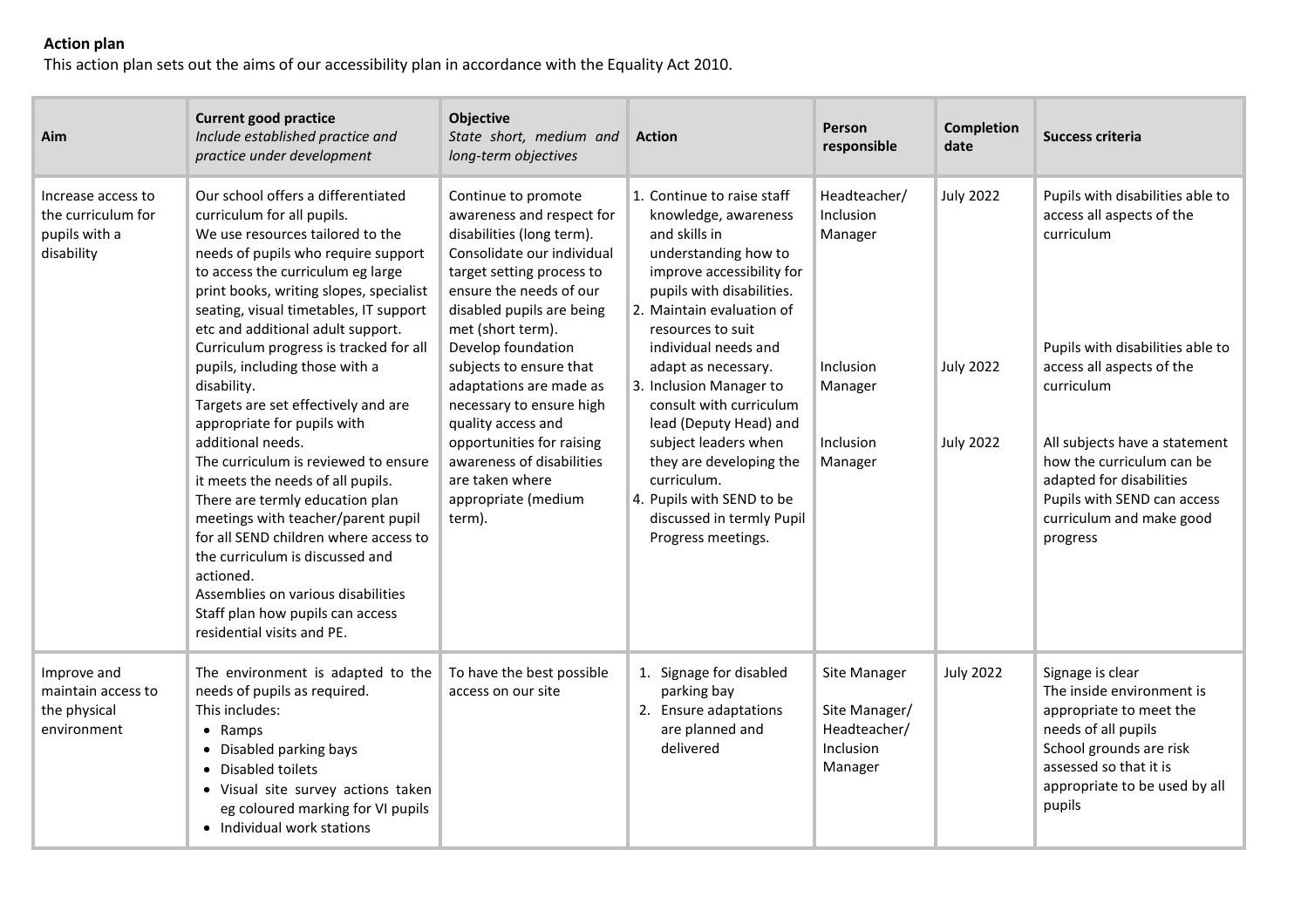**Action plan**

This action plan sets out the aims of our accessibility plan in accordance with the Equality Act 2010.

| Aim | Current good practice<br>*Include established practice and practice under development* | Objective<br>*State short, medium and long-term objectives* | Action | Person responsible | Completion date | Success criteria |
|---|---|---|---|---|---|---|
| Increase access to the curriculum for pupils with a disability | Our school offers a differentiated curriculum for all pupils.<br>We use resources tailored to the needs of pupils who require support to access the curriculum eg large print books, writing slopes, specialist seating, visual timetables, IT support etc and additional adult support.<br>Curriculum progress is tracked for all pupils, including those with a disability.<br>Targets are set effectively and are appropriate for pupils with additional needs.<br>The curriculum is reviewed to ensure it meets the needs of all pupils.<br>There are termly education plan meetings with teacher/parent pupil for all SEND children where access to the curriculum is discussed and actioned.<br>Assemblies on various disabilities<br>Staff plan how pupils can access residential visits and PE. | Continue to promote awareness and respect for disabilities (long term).<br>Consolidate our individual target setting process to ensure the needs of our disabled pupils are being met (short term).<br>Develop foundation subjects to ensure that adaptations are made as necessary to ensure high quality access and opportunities for raising awareness of disabilities are taken where appropriate (medium term). | 1. Continue to raise staff knowledge, awareness and skills in understanding how to improve accessibility for pupils with disabilities.<br>2. Maintain evaluation of resources to suit individual needs and adapt as necessary.<br>3. Inclusion Manager to consult with curriculum lead (Deputy Head) and subject leaders when they are developing the curriculum.<br>4. Pupils with SEND to be discussed in termly Pupil Progress meetings. | Headteacher/ Inclusion Manager<br><br>Inclusion Manager<br><br>Inclusion Manager | July 2022<br><br>July 2022<br><br>July 2022 | Pupils with disabilities able to access all aspects of the curriculum<br><br>Pupils with disabilities able to access all aspects of the curriculum<br><br>All subjects have a statement how the curriculum can be adapted for disabilities<br>Pupils with SEND can access curriculum and make good progress |
| Improve and maintain access to the physical environment | The environment is adapted to the needs of pupils as required.<br>This includes:<br>• Ramps<br>• Disabled parking bays<br>• Disabled toilets<br>• Visual site survey actions taken eg coloured marking for VI pupils<br>• Individual work stations | To have the best possible access on our site | 1. Signage for disabled parking bay<br>2. Ensure adaptations are planned and delivered | Site Manager<br><br>Site Manager/ Headteacher/ Inclusion Manager | July 2022 | Signage is clear<br>The inside environment is appropriate to meet the needs of all pupils<br>School grounds are risk assessed so that it is appropriate to be used by all pupils |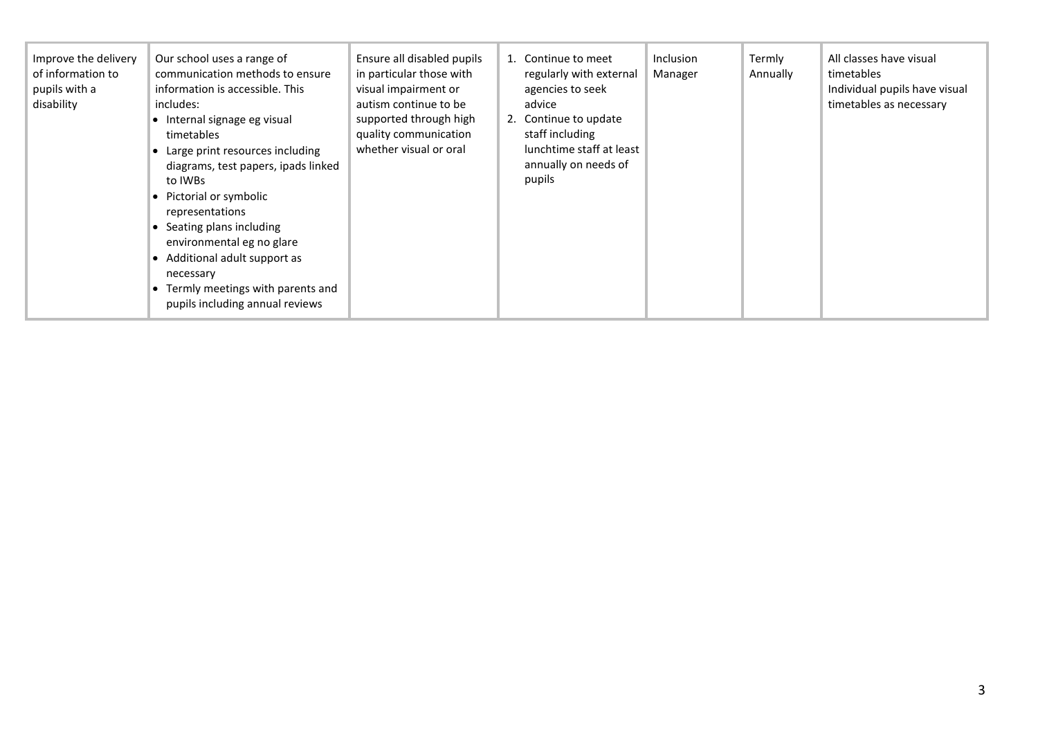| | | | | | | |
|---|---|---|---|---|---|---|
| Improve the delivery of information to pupils with a disability | Our school uses a range of communication methods to ensure information is accessible. This includes:<br>• Internal signage eg visual timetables<br>• Large print resources including diagrams, test papers, ipads linked to IWBs<br>• Pictorial or symbolic representations<br>• Seating plans including environmental eg no glare<br>• Additional adult support as necessary<br>• Termly meetings with parents and pupils including annual reviews | Ensure all disabled pupils in particular those with visual impairment or autism continue to be supported through high quality communication whether visual or oral | 1. Continue to meet regularly with external agencies to seek advice<br>2. Continue to update staff including lunchtime staff at least annually on needs of pupils | Inclusion Manager | Termly Annually | All classes have visual timetables<br>Individual pupils have visual timetables as necessary |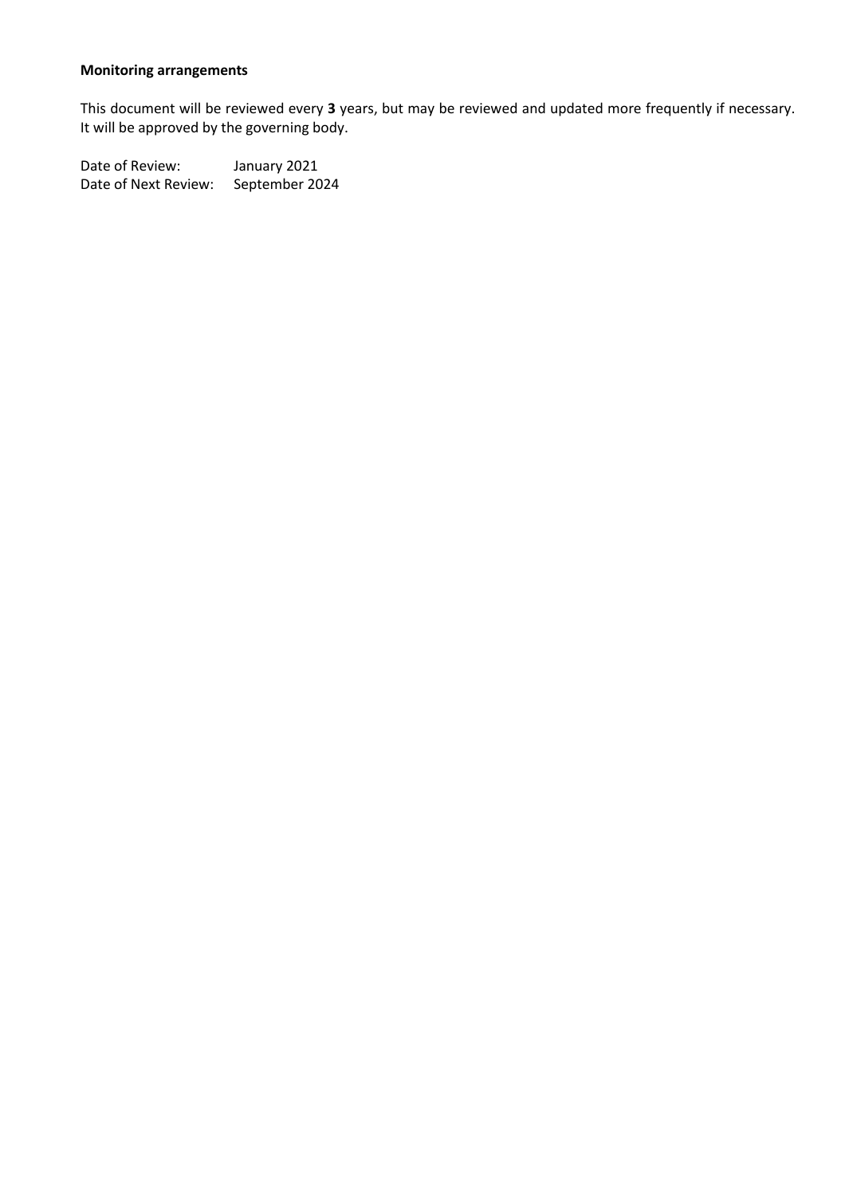**Monitoring arrangements**

This document will be reviewed every **3** years, but may be reviewed and updated more frequently if necessary. It will be approved by the governing body.

Date of Review: January 2021
Date of Next Review: September 2024